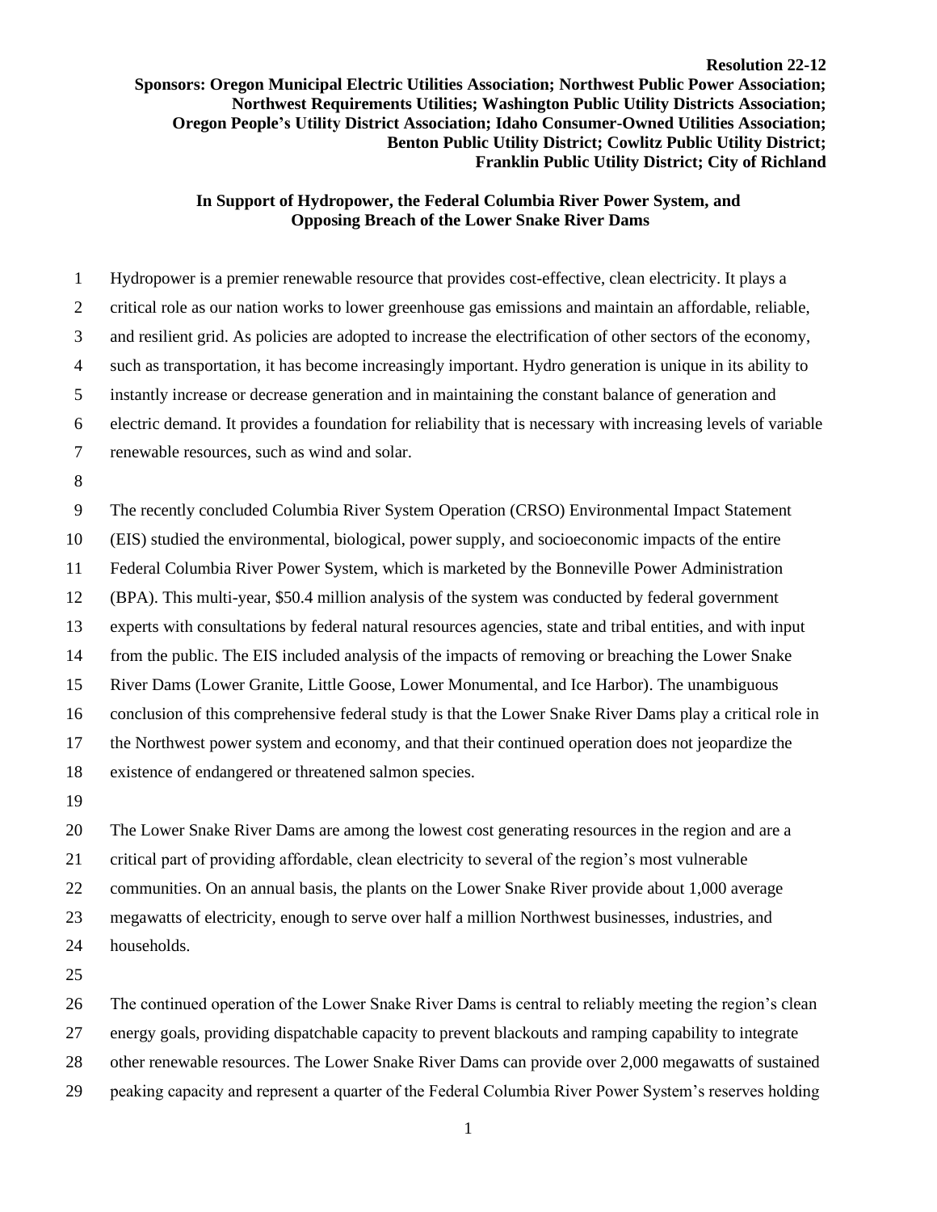**Resolution 22-12**

**Sponsors: Oregon Municipal Electric Utilities Association; Northwest Public Power Association; Northwest Requirements Utilities; Washington Public Utility Districts Association; Oregon People's Utility District Association; Idaho Consumer-Owned Utilities Association; Benton Public Utility District; Cowlitz Public Utility District; Franklin Public Utility District; City of Richland**

## In Support of Hydropower, the Federal Columbia River Power System, and Opposing Breach of the Lower Snake River Dams

Hydropower is a premier renewable resource that provides cost-effective, clean electricity. It plays a critical role as our nation works to lower greenhouse gas emissions and maintain an affordable, reliable, and resilient grid. As policies are adopted to increase the electrification of other sectors of the economy, such as transportation, it has become increasingly important. Hydro generation is unique in its ability to instantly increase or decrease generation and in maintaining the constant balance of generation and electric demand. It provides a foundation for reliability that is necessary with increasing levels of variable renewable resources, such as wind and solar.

The recently concluded Columbia River System Operation (CRSO) Environmental Impact Statement (EIS) studied the environmental, biological, power supply, and socioeconomic impacts of the entire Federal Columbia River Power System, which is marketed by the Bonneville Power Administration (BPA). This multi-year, $50.4 million analysis of the system was conducted by federal government experts with consultations by federal natural resources agencies, state and tribal entities, and with input from the public. The EIS included analysis of the impacts of removing or breaching the Lower Snake River Dams (Lower Granite, Little Goose, Lower Monumental, and Ice Harbor). The unambiguous conclusion of this comprehensive federal study is that the Lower Snake River Dams play a critical role in the Northwest power system and economy, and that their continued operation does not jeopardize the existence of endangered or threatened salmon species.

The Lower Snake River Dams are among the lowest cost generating resources in the region and are a critical part of providing affordable, clean electricity to several of the region's most vulnerable communities. On an annual basis, the plants on the Lower Snake River provide about 1,000 average megawatts of electricity, enough to serve over half a million Northwest businesses, industries, and households.

The continued operation of the Lower Snake River Dams is central to reliably meeting the region's clean energy goals, providing dispatchable capacity to prevent blackouts and ramping capability to integrate other renewable resources. The Lower Snake River Dams can provide over 2,000 megawatts of sustained peaking capacity and represent a quarter of the Federal Columbia River Power System's reserves holding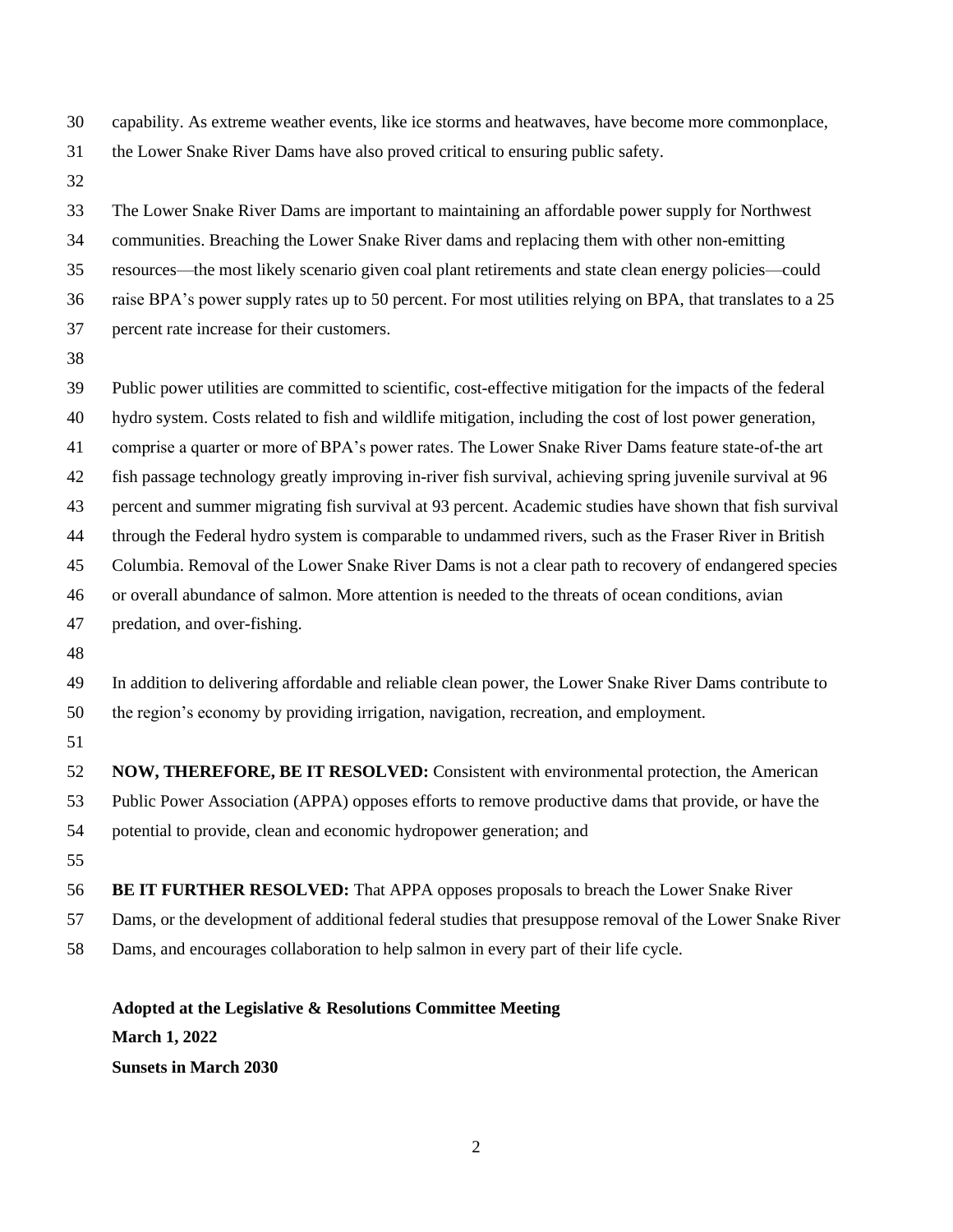capability. As extreme weather events, like ice storms and heatwaves, have become more commonplace, the Lower Snake River Dams have also proved critical to ensuring public safety.

The Lower Snake River Dams are important to maintaining an affordable power supply for Northwest communities. Breaching the Lower Snake River dams and replacing them with other non-emitting resources—the most likely scenario given coal plant retirements and state clean energy policies—could raise BPA's power supply rates up to 50 percent. For most utilities relying on BPA, that translates to a 25 percent rate increase for their customers.

Public power utilities are committed to scientific, cost-effective mitigation for the impacts of the federal hydro system. Costs related to fish and wildlife mitigation, including the cost of lost power generation, comprise a quarter or more of BPA's power rates. The Lower Snake River Dams feature state-of-the art fish passage technology greatly improving in-river fish survival, achieving spring juvenile survival at 96 percent and summer migrating fish survival at 93 percent. Academic studies have shown that fish survival through the Federal hydro system is comparable to undammed rivers, such as the Fraser River in British Columbia. Removal of the Lower Snake River Dams is not a clear path to recovery of endangered species or overall abundance of salmon. More attention is needed to the threats of ocean conditions, avian predation, and over-fishing.

In addition to delivering affordable and reliable clean power, the Lower Snake River Dams contribute to the region's economy by providing irrigation, navigation, recreation, and employment.

**NOW, THEREFORE, BE IT RESOLVED:** Consistent with environmental protection, the American Public Power Association (APPA) opposes efforts to remove productive dams that provide, or have the potential to provide, clean and economic hydropower generation; and

**BE IT FURTHER RESOLVED:** That APPA opposes proposals to breach the Lower Snake River Dams, or the development of additional federal studies that presuppose removal of the Lower Snake River Dams, and encourages collaboration to help salmon in every part of their life cycle.

**Adopted at the Legislative & Resolutions Committee Meeting**
**March 1, 2022**
**Sunsets in March 2030**